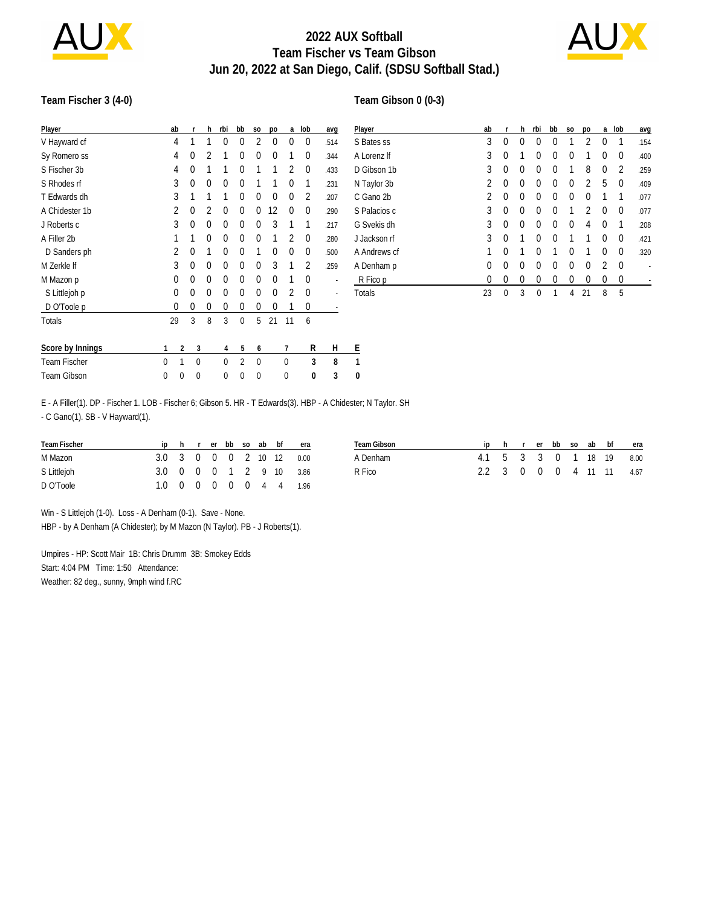# 2022 AUX Softball
## Team Fischer vs Team Gibson
## Jun 20, 2022 at San Diego, Calif. (SDSU Softball Stad.)

### Team Fischer 3 (4-0)

| Player | ab | r | h | rbi | bb | so | po | a | lob | avg |
|---|---|---|---|---|---|---|---|---|---|---|
| V Hayward cf | 4 | 1 | 1 | 0 | 0 | 2 | 0 | 0 | 0 | .514 |
| Sy Romero ss | 4 | 0 | 2 | 1 | 0 | 0 | 0 | 1 | 0 | .344 |
| S Fischer 3b | 4 | 0 | 1 | 1 | 0 | 1 | 1 | 2 | 0 | .433 |
| S Rhodes rf | 3 | 0 | 0 | 0 | 0 | 1 | 1 | 0 | 1 | .231 |
| T Edwards dh | 3 | 1 | 1 | 1 | 0 | 0 | 0 | 0 | 2 | .207 |
| A Chidester 1b | 2 | 0 | 2 | 0 | 0 | 0 | 12 | 0 | 0 | .290 |
| J Roberts c | 3 | 0 | 0 | 0 | 0 | 0 | 3 | 1 | 1 | .217 |
| A Filler 2b | 1 | 1 | 0 | 0 | 0 | 0 | 1 | 2 | 0 | .280 |
| D Sanders ph | 2 | 0 | 1 | 0 | 0 | 1 | 0 | 0 | 0 | .500 |
| M Zerkle lf | 3 | 0 | 0 | 0 | 0 | 0 | 3 | 1 | 2 | .259 |
| M Mazon p | 0 | 0 | 0 | 0 | 0 | 0 | 0 | 1 | 0 | - |
| S Littlejoh p | 0 | 0 | 0 | 0 | 0 | 0 | 0 | 2 | 0 | - |
| D O'Toole p | 0 | 0 | 0 | 0 | 0 | 0 | 0 | 1 | 0 | - |
| Totals | 29 | 3 | 8 | 3 | 0 | 5 | 21 | 11 | 6 | |

### Team Gibson 0 (0-3)

| Player | ab | r | h | rbi | bb | so | po | a | lob | avg |
|---|---|---|---|---|---|---|---|---|---|---|
| S Bates ss | 3 | 0 | 0 | 0 | 0 | 1 | 2 | 0 | 1 | .154 |
| A Lorenz lf | 3 | 0 | 1 | 0 | 0 | 0 | 1 | 0 | 0 | .400 |
| D Gibson 1b | 3 | 0 | 0 | 0 | 0 | 1 | 8 | 0 | 2 | .259 |
| N Taylor 3b | 2 | 0 | 0 | 0 | 0 | 0 | 2 | 5 | 0 | .409 |
| C Gano 2b | 2 | 0 | 0 | 0 | 0 | 0 | 0 | 1 | 1 | .077 |
| S Palacios c | 3 | 0 | 0 | 0 | 0 | 1 | 2 | 0 | 0 | .077 |
| G Svekis dh | 3 | 0 | 0 | 0 | 0 | 0 | 4 | 0 | 1 | .208 |
| J Jackson rf | 3 | 0 | 1 | 0 | 0 | 1 | 1 | 0 | 0 | .421 |
| A Andrews cf | 1 | 0 | 1 | 0 | 1 | 0 | 1 | 0 | 0 | .320 |
| A Denham p | 0 | 0 | 0 | 0 | 0 | 0 | 0 | 2 | 0 | - |
| R Fico p | 0 | 0 | 0 | 0 | 0 | 0 | 0 | 0 | 0 | - |
| Totals | 23 | 0 | 3 | 0 | 1 | 4 | 21 | 8 | 5 | |

| Score by Innings | 1 | 2 | 3 | 4 | 5 | 6 | 7 | R | H | E |
|---|---|---|---|---|---|---|---|---|---|---|
| Team Fischer | 0 | 1 | 0 | 0 | 2 | 0 | 0 | **3** | **8** | **1** |
| Team Gibson | 0 | 0 | 0 | 0 | 0 | 0 | 0 | **0** | **3** | **0** |

E - A Filler(1). DP - Fischer 1. LOB - Fischer 6; Gibson 5. HR - T Edwards(3). HBP - A Chidester; N Taylor. SH - C Gano(1). SB - V Hayward(1).

| Team Fischer | ip | h | r | er | bb | so | ab | bf | era |
|---|---|---|---|---|---|---|---|---|---|
| M Mazon | 3.0 | 3 | 0 | 0 | 0 | 2 | 10 | 12 | 0.00 |
| S Littlejoh | 3.0 | 0 | 0 | 0 | 1 | 2 | 9 | 10 | 3.86 |
| D O'Toole | 1.0 | 0 | 0 | 0 | 0 | 0 | 4 | 4 | 1.96 |

| Team Gibson | ip | h | r | er | bb | so | ab | bf | era |
|---|---|---|---|---|---|---|---|---|---|
| A Denham | 4.1 | 5 | 3 | 3 | 0 | 1 | 18 | 19 | 8.00 |
| R Fico | 2.2 | 3 | 0 | 0 | 0 | 4 | 11 | 11 | 4.67 |

Win - S Littlejoh (1-0). Loss - A Denham (0-1). Save - None.
HBP - by A Denham (A Chidester); by M Mazon (N Taylor). PB - J Roberts(1).

Umpires - HP: Scott Mair 1B: Chris Drumm 3B: Smokey Edds
Start: 4:04 PM Time: 1:50 Attendance:
Weather: 82 deg., sunny, 9mph wind f.RC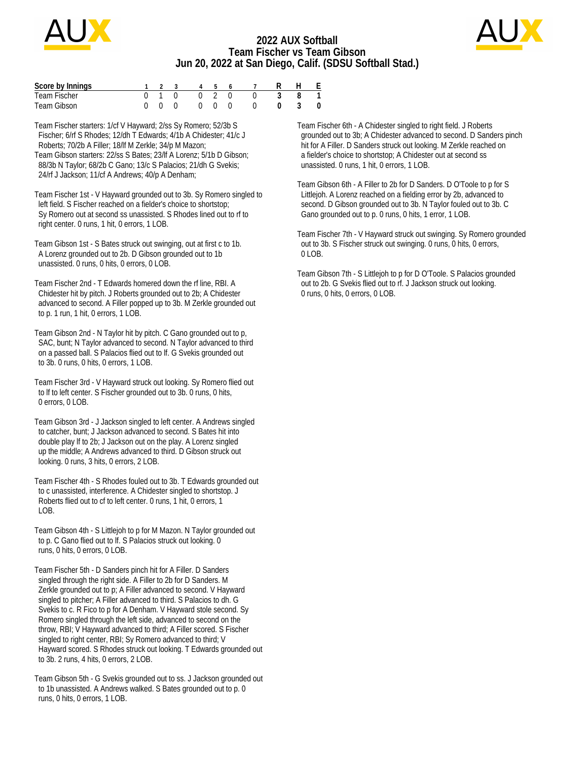# 2022 AUX Softball
## Team Fischer vs Team Gibson
## Jun 20, 2022 at San Diego, Calif. (SDSU Softball Stad.)

| Score by Innings | 1 | 2 | 3 | 4 | 5 | 6 | 7 | R | H | E |
|---|---|---|---|---|---|---|---|---|---|---|
| Team Fischer | 0 | 1 | 0 | 0 | 2 | 0 | 0 | **3** | **8** | **1** |
| Team Gibson | 0 | 0 | 0 | 0 | 0 | 0 | 0 | **0** | **3** | **0** |

Team Fischer starters: 1/cf V Hayward; 2/ss Sy Romero; 52/3b S Fischer; 6/rf S Rhodes; 12/dh T Edwards; 4/1b A Chidester; 41/c J Roberts; 70/2b A Filler; 18/lf M Zerkle; 34/p M Mazon;

Team Gibson starters: 22/ss S Bates; 23/lf A Lorenz; 5/1b D Gibson; 88/3b N Taylor; 68/2b C Gano; 13/c S Palacios; 21/dh G Svekis; 24/rf J Jackson; 11/cf A Andrews; 40/p A Denham;

Team Fischer 1st - V Hayward grounded out to 3b. Sy Romero singled to left field. S Fischer reached on a fielder's choice to shortstop; Sy Romero out at second ss unassisted. S Rhodes lined out to rf to right center. 0 runs, 1 hit, 0 errors, 1 LOB.

Team Gibson 1st - S Bates struck out swinging, out at first c to 1b. A Lorenz grounded out to 2b. D Gibson grounded out to 1b unassisted. 0 runs, 0 hits, 0 errors, 0 LOB.

Team Fischer 2nd - T Edwards homered down the rf line, RBI. A Chidester hit by pitch. J Roberts grounded out to 2b; A Chidester advanced to second. A Filler popped up to 3b. M Zerkle grounded out to p. 1 run, 1 hit, 0 errors, 1 LOB.

Team Gibson 2nd - N Taylor hit by pitch. C Gano grounded out to p, SAC, bunt; N Taylor advanced to second. N Taylor advanced to third on a passed ball. S Palacios flied out to lf. G Svekis grounded out to 3b. 0 runs, 0 hits, 0 errors, 1 LOB.

Team Fischer 3rd - V Hayward struck out looking. Sy Romero flied out to lf to left center. S Fischer grounded out to 3b. 0 runs, 0 hits, 0 errors, 0 LOB.

Team Gibson 3rd - J Jackson singled to left center. A Andrews singled to catcher, bunt; J Jackson advanced to second. S Bates hit into double play lf to 2b; J Jackson out on the play. A Lorenz singled up the middle; A Andrews advanced to third. D Gibson struck out looking. 0 runs, 3 hits, 0 errors, 2 LOB.

Team Fischer 4th - S Rhodes fouled out to 3b. T Edwards grounded out to c unassisted, interference. A Chidester singled to shortstop. J Roberts flied out to cf to left center. 0 runs, 1 hit, 0 errors, 1 LOB.

Team Gibson 4th - S Littlejoh to p for M Mazon. N Taylor grounded out to p. C Gano flied out to lf. S Palacios struck out looking. 0 runs, 0 hits, 0 errors, 0 LOB.

Team Fischer 5th - D Sanders pinch hit for A Filler. D Sanders singled through the right side. A Filler to 2b for D Sanders. M Zerkle grounded out to p; A Filler advanced to second. V Hayward singled to pitcher; A Filler advanced to third. S Palacios to dh. G Svekis to c. R Fico to p for A Denham. V Hayward stole second. Sy Romero singled through the left side, advanced to second on the throw, RBI; V Hayward advanced to third; A Filler scored. S Fischer singled to right center, RBI; Sy Romero advanced to third; V Hayward scored. S Rhodes struck out looking. T Edwards grounded out to 3b. 2 runs, 4 hits, 0 errors, 2 LOB.

Team Gibson 5th - G Svekis grounded out to ss. J Jackson grounded out to 1b unassisted. A Andrews walked. S Bates grounded out to p. 0 runs, 0 hits, 0 errors, 1 LOB.

Team Fischer 6th - A Chidester singled to right field. J Roberts grounded out to 3b; A Chidester advanced to second. D Sanders pinch hit for A Filler. D Sanders struck out looking. M Zerkle reached on a fielder's choice to shortstop; A Chidester out at second ss unassisted. 0 runs, 1 hit, 0 errors, 1 LOB.

Team Gibson 6th - A Filler to 2b for D Sanders. D O'Toole to p for S Littlejoh. A Lorenz reached on a fielding error by 2b, advanced to second. D Gibson grounded out to 3b. N Taylor fouled out to 3b. C Gano grounded out to p. 0 runs, 0 hits, 1 error, 1 LOB.

Team Fischer 7th - V Hayward struck out swinging. Sy Romero grounded out to 3b. S Fischer struck out swinging. 0 runs, 0 hits, 0 errors, 0 LOB.

Team Gibson 7th - S Littlejoh to p for D O'Toole. S Palacios grounded out to 2b. G Svekis flied out to rf. J Jackson struck out looking. 0 runs, 0 hits, 0 errors, 0 LOB.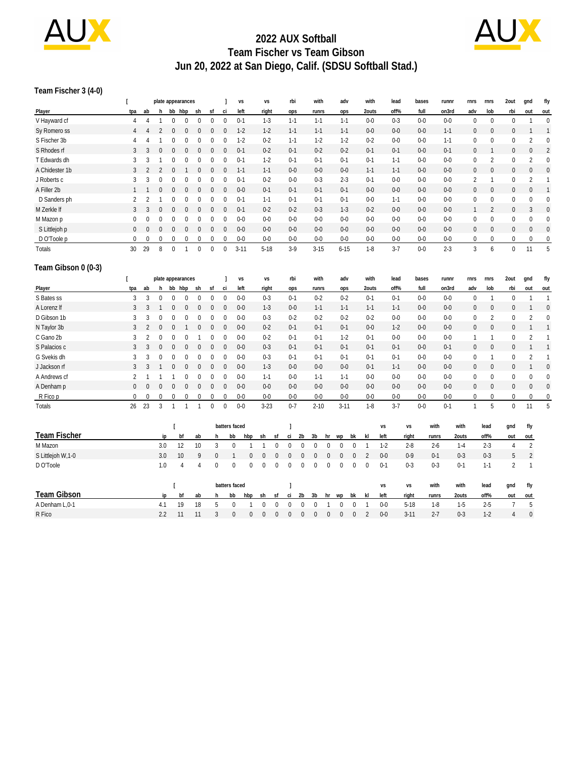# 2022 AUX Softball
# Team Fischer vs Team Gibson
# Jun 20, 2022 at San Diego, Calif. (SDSU Softball Stad.)

## Team Fischer 3 (4-0)

| | [ | | plate appearances | | | | | ] | vs | vs | rbi | with | adv | with | lead | bases | runnr | rnrs | rnrs | 2out | gnd | fly |
|---|---|---|---|---|---|---|---|---|---|---|---|---|---|---|---|---|---|---|---|---|---|---|
| Player | tpa | ab | h | bb | hbp | sh | sf | ci | left | right | ops | runrs | ops | 2outs | off% | full | on3rd | adv | lob | rbi | out | out |
| V Hayward cf | 4 | 4 | 1 | 0 | 0 | 0 | 0 | 0 | 0-1 | 1-3 | 1-1 | 1-1 | 1-1 | 0-0 | 0-3 | 0-0 | 0-0 | 0 | 0 | 0 | 1 | 0 |
| Sy Romero ss | 4 | 4 | 2 | 0 | 0 | 0 | 0 | 0 | 1-2 | 1-2 | 1-1 | 1-1 | 1-1 | 0-0 | 0-0 | 0-0 | 1-1 | 0 | 0 | 0 | 1 | 1 |
| S Fischer 3b | 4 | 4 | 1 | 0 | 0 | 0 | 0 | 0 | 1-2 | 0-2 | 1-1 | 1-2 | 1-2 | 0-2 | 0-0 | 0-0 | 1-1 | 0 | 0 | 0 | 2 | 0 |
| S Rhodes rf | 3 | 3 | 0 | 0 | 0 | 0 | 0 | 0 | 0-1 | 0-2 | 0-1 | 0-2 | 0-2 | 0-1 | 0-1 | 0-0 | 0-1 | 0 | 1 | 0 | 0 | 2 |
| T Edwards dh | 3 | 3 | 1 | 0 | 0 | 0 | 0 | 0 | 0-1 | 1-2 | 0-1 | 0-1 | 0-1 | 0-1 | 1-1 | 0-0 | 0-0 | 0 | 2 | 0 | 2 | 0 |
| A Chidester 1b | 3 | 2 | 2 | 0 | 1 | 0 | 0 | 0 | 1-1 | 1-1 | 0-0 | 0-0 | 0-0 | 1-1 | 1-1 | 0-0 | 0-0 | 0 | 0 | 0 | 0 | 0 |
| J Roberts c | 3 | 3 | 0 | 0 | 0 | 0 | 0 | 0 | 0-1 | 0-2 | 0-0 | 0-3 | 2-3 | 0-1 | 0-0 | 0-0 | 0-0 | 2 | 1 | 0 | 2 | 1 |
| A Filler 2b | 1 | 1 | 0 | 0 | 0 | 0 | 0 | 0 | 0-0 | 0-1 | 0-1 | 0-1 | 0-1 | 0-0 | 0-0 | 0-0 | 0-0 | 0 | 0 | 0 | 0 | 1 |
| D Sanders ph | 2 | 2 | 1 | 0 | 0 | 0 | 0 | 0 | 0-1 | 1-1 | 0-1 | 0-1 | 0-1 | 0-0 | 1-1 | 0-0 | 0-0 | 0 | 0 | 0 | 0 | 0 |
| M Zerkle lf | 3 | 3 | 0 | 0 | 0 | 0 | 0 | 0 | 0-1 | 0-2 | 0-2 | 0-3 | 1-3 | 0-2 | 0-0 | 0-0 | 0-0 | 1 | 2 | 0 | 3 | 0 |
| M Mazon p | 0 | 0 | 0 | 0 | 0 | 0 | 0 | 0 | 0-0 | 0-0 | 0-0 | 0-0 | 0-0 | 0-0 | 0-0 | 0-0 | 0-0 | 0 | 0 | 0 | 0 | 0 |
| S Littlejoh p | 0 | 0 | 0 | 0 | 0 | 0 | 0 | 0 | 0-0 | 0-0 | 0-0 | 0-0 | 0-0 | 0-0 | 0-0 | 0-0 | 0-0 | 0 | 0 | 0 | 0 | 0 |
| D O'Toole p | 0 | 0 | 0 | 0 | 0 | 0 | 0 | 0 | 0-0 | 0-0 | 0-0 | 0-0 | 0-0 | 0-0 | 0-0 | 0-0 | 0-0 | 0 | 0 | 0 | 0 | 0 |
| Totals | 30 | 29 | 8 | 0 | 1 | 0 | 0 | 0 | 3-11 | 5-18 | 3-9 | 3-15 | 6-15 | 1-8 | 3-7 | 0-0 | 2-3 | 3 | 6 | 0 | 11 | 5 |

## Team Gibson 0 (0-3)

| | [ | | plate appearances | | | | | ] | vs | vs | rbi | with | adv | with | lead | bases | runnr | rnrs | rnrs | 2out | gnd | fly |
|---|---|---|---|---|---|---|---|---|---|---|---|---|---|---|---|---|---|---|---|---|---|---|
| Player | tpa | ab | h | bb | hbp | sh | sf | ci | left | right | ops | runrs | ops | 2outs | off% | full | on3rd | adv | lob | rbi | out | out |
| S Bates ss | 3 | 3 | 0 | 0 | 0 | 0 | 0 | 0 | 0-0 | 0-3 | 0-1 | 0-2 | 0-2 | 0-1 | 0-1 | 0-0 | 0-0 | 0 | 1 | 0 | 1 | 1 |
| A Lorenz lf | 3 | 3 | 1 | 0 | 0 | 0 | 0 | 0 | 0-0 | 1-3 | 0-0 | 1-1 | 1-1 | 1-1 | 1-1 | 0-0 | 0-0 | 0 | 0 | 0 | 1 | 0 |
| D Gibson 1b | 3 | 3 | 0 | 0 | 0 | 0 | 0 | 0 | 0-0 | 0-3 | 0-2 | 0-2 | 0-2 | 0-2 | 0-0 | 0-0 | 0-0 | 0 | 2 | 0 | 2 | 0 |
| N Taylor 3b | 3 | 2 | 0 | 0 | 1 | 0 | 0 | 0 | 0-0 | 0-2 | 0-1 | 0-1 | 0-1 | 0-0 | 1-2 | 0-0 | 0-0 | 0 | 0 | 0 | 1 | 1 |
| C Gano 2b | 3 | 2 | 0 | 0 | 0 | 1 | 0 | 0 | 0-0 | 0-2 | 0-1 | 0-1 | 1-2 | 0-1 | 0-0 | 0-0 | 0-0 | 1 | 1 | 0 | 2 | 1 |
| S Palacios c | 3 | 3 | 0 | 0 | 0 | 0 | 0 | 0 | 0-0 | 0-3 | 0-1 | 0-1 | 0-1 | 0-1 | 0-1 | 0-0 | 0-1 | 0 | 0 | 0 | 1 | 1 |
| G Svekis dh | 3 | 3 | 0 | 0 | 0 | 0 | 0 | 0 | 0-0 | 0-3 | 0-1 | 0-1 | 0-1 | 0-1 | 0-1 | 0-0 | 0-0 | 0 | 1 | 0 | 2 | 1 |
| J Jackson rf | 3 | 3 | 1 | 0 | 0 | 0 | 0 | 0 | 0-0 | 1-3 | 0-0 | 0-0 | 0-0 | 0-1 | 1-1 | 0-0 | 0-0 | 0 | 0 | 0 | 1 | 0 |
| A Andrews cf | 2 | 1 | 1 | 1 | 0 | 0 | 0 | 0 | 0-0 | 1-1 | 0-0 | 1-1 | 1-1 | 0-0 | 0-0 | 0-0 | 0-0 | 0 | 0 | 0 | 0 | 0 |
| A Denham p | 0 | 0 | 0 | 0 | 0 | 0 | 0 | 0 | 0-0 | 0-0 | 0-0 | 0-0 | 0-0 | 0-0 | 0-0 | 0-0 | 0-0 | 0 | 0 | 0 | 0 | 0 |
| R Fico p | 0 | 0 | 0 | 0 | 0 | 0 | 0 | 0 | 0-0 | 0-0 | 0-0 | 0-0 | 0-0 | 0-0 | 0-0 | 0-0 | 0-0 | 0 | 0 | 0 | 0 | 0 |
| Totals | 26 | 23 | 3 | 1 | 1 | 1 | 0 | 0 | 0-0 | 3-23 | 0-7 | 2-10 | 3-11 | 1-8 | 3-7 | 0-0 | 0-1 | 1 | 5 | 0 | 11 | 5 |

| | | [ | | | batters faced | | | | | | | ] | | | | | vs | vs | with | with | lead | gnd | fly |
|---|---|---|---|---|---|---|---|---|---|---|---|---|---|---|---|---|---|---|---|---|---|---|---|
| **Team Fischer** | ip | bf | ab | h | bb | hbp | sh | sf | ci | 2b | 3b | hr | wp | bk | kl | | left | right | runrs | 2outs | off% | out | out |
| M Mazon | 3.0 | 12 | 10 | 3 | 0 | 1 | 1 | 0 | 0 | 0 | 0 | 0 | 0 | 0 | 1 | | 1-2 | 2-8 | 2-6 | 1-4 | 2-3 | 4 | 2 |
| S Littlejoh W,1-0 | 3.0 | 10 | 9 | 0 | 1 | 0 | 0 | 0 | 0 | 0 | 0 | 0 | 0 | 0 | 2 | | 0-0 | 0-9 | 0-1 | 0-3 | 0-3 | 5 | 2 |
| D O'Toole | 1.0 | 4 | 4 | 0 | 0 | 0 | 0 | 0 | 0 | 0 | 0 | 0 | 0 | 0 | 0 | | 0-1 | 0-3 | 0-3 | 0-1 | 1-1 | 2 | 1 |

| | | [ | | | batters faced | | | | | | | ] | | | | | vs | vs | with | with | lead | gnd | fly |
|---|---|---|---|---|---|---|---|---|---|---|---|---|---|---|---|---|---|---|---|---|---|---|---|
| **Team Gibson** | ip | bf | ab | h | bb | hbp | sh | sf | ci | 2b | 3b | hr | wp | bk | kl | | left | right | runrs | 2outs | off% | out | out |
| A Denham L,0-1 | 4.1 | 19 | 18 | 5 | 0 | 1 | 0 | 0 | 0 | 0 | 0 | 1 | 0 | 0 | 1 | | 0-0 | 5-18 | 1-8 | 1-5 | 2-5 | 7 | 5 |
| R Fico | 2.2 | 11 | 11 | 3 | 0 | 0 | 0 | 0 | 0 | 0 | 0 | 0 | 0 | 0 | 2 | | 0-0 | 3-11 | 2-7 | 0-3 | 1-2 | 4 | 0 |